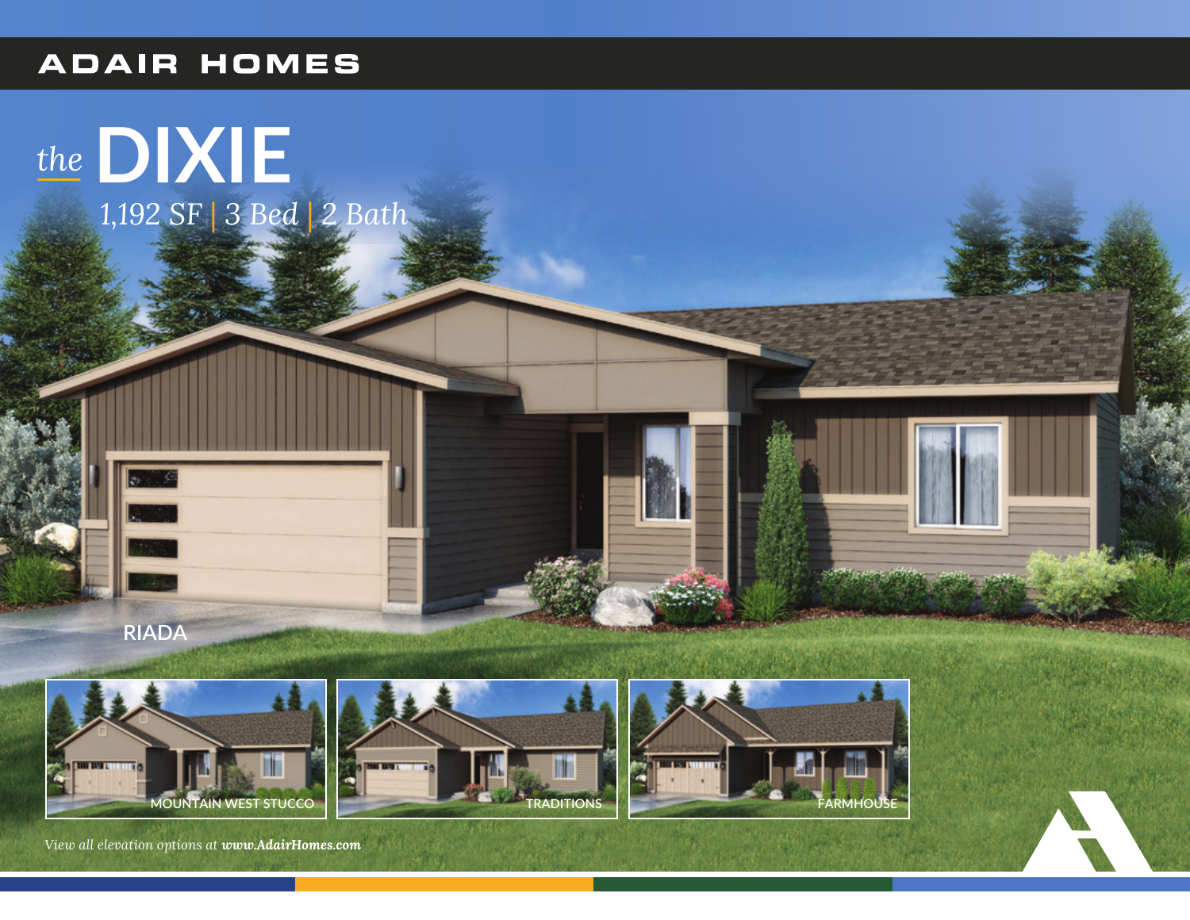ADAIR HOMES

# *the* DIXIE

*1,192 SF | 3 Bed | 2 Bath*

RIADA

MOUNTAIN WEST STUCCO

TRADITIONS

FARMHOUSE

*View all elevation options at **www.AdairHomes.com***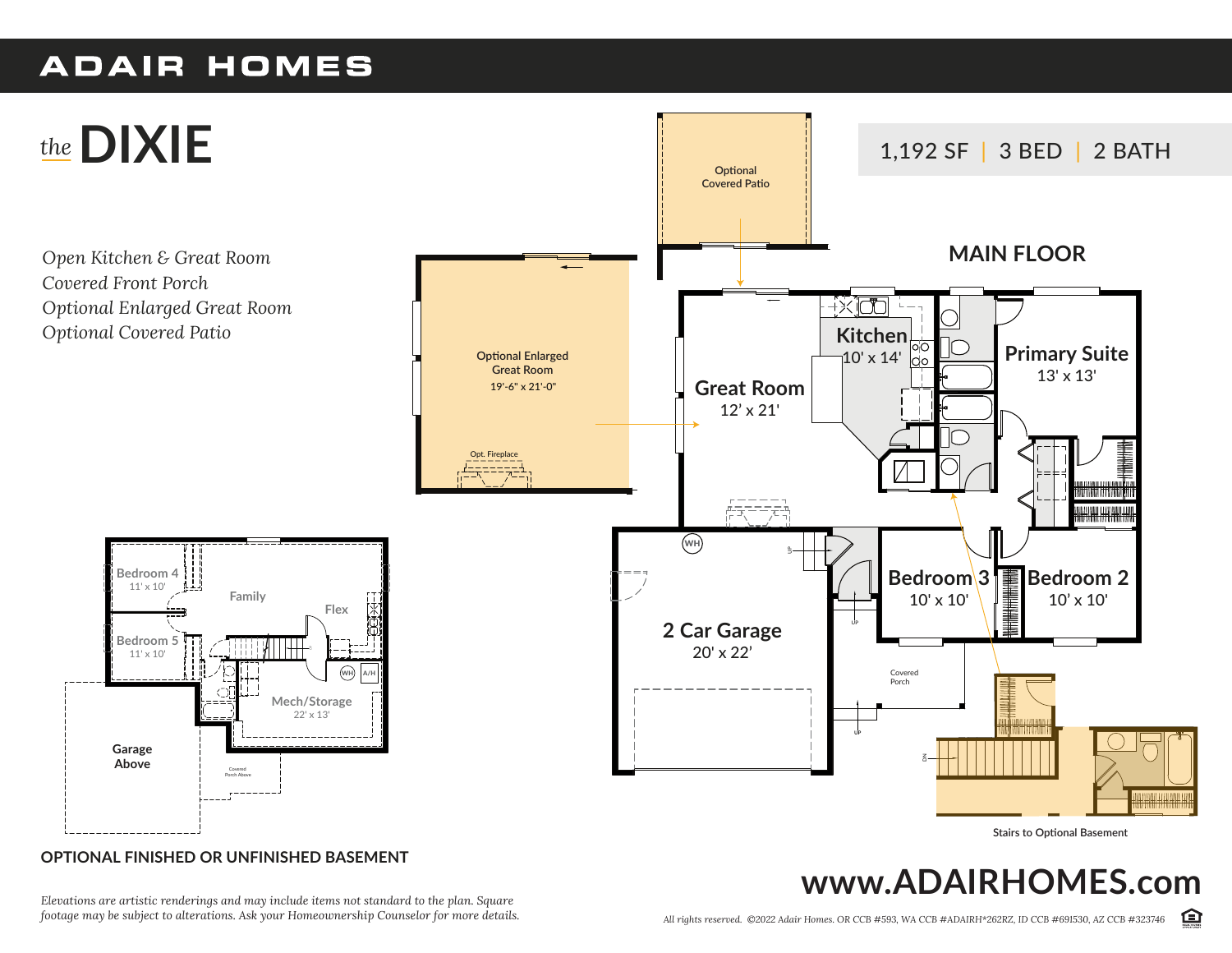ADAIR HOMES

# the DIXIE

1,192 SF | 3 BED | 2 BATH

*Open Kitchen & Great Room*
*Covered Front Porch*
*Optional Enlarged Great Room*
*Optional Covered Patio*

## MAIN FLOOR

Optional Covered Patio

Optional Enlarged Great Room
19'-6" x 21'-0"

Opt. Fireplace

Kitchen
10' x 14'

Great Room
12' x 21'

Primary Suite
13' x 13'

Bedroom 3
10' x 10'

Bedroom 2
10' x 10'

2 Car Garage
20' x 22'

WH

UP

Covered Porch

DN

Stairs to Optional Basement

Bedroom 4
11' x 10'

Bedroom 5
11' x 10'

Family

Flex

WH

A/H

Mech/Storage
22' x 13'

Garage Above

Covered Porch Above

**OPTIONAL FINISHED OR UNFINISHED BASEMENT**

*Elevations are artistic renderings and may include items not standard to the plan. Square footage may be subject to alterations. Ask your Homeownership Counselor for more details.*

**www.ADAIRHOMES.com**

*All rights reserved. ©2022 Adair Homes. OR CCB #593, WA CCB #ADAIRH*262RZ, ID CCB #691530, AZ CCB #323746*